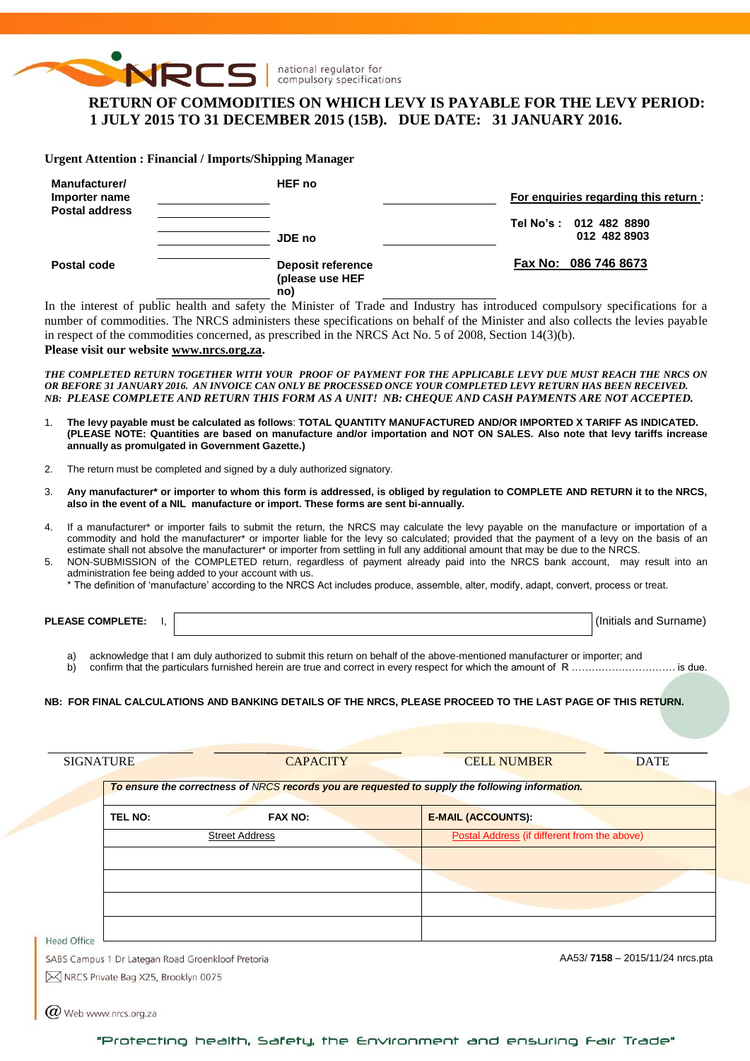NRCS national regulator for compulsory specifications

# RETURN OF COMMODITIES ON WHICH LEVY IS PAYABLE FOR THE LEVY PERIOD: 1 JULY 2015 TO 31 DECEMBER 2015 (15B). DUE DATE: 31 JANUARY 2016.

**Urgent Attention : Financial / Imports/Shipping Manager**

| | | | | |
|---|---|---|---|---|
| **Manufacturer/ Importer name Postal address** | | **HEF no** | | **For enquiries regarding this return :** |
| | | **JDE no** | | **Tel No's : 012 482 8890 012 482 8903** |
| **Postal code** | | **Deposit reference (please use HEF no)** | | **Fax No: 086 746 8673** |

In the interest of public health and safety the Minister of Trade and Industry has introduced compulsory specifications for a number of commodities. The NRCS administers these specifications on behalf of the Minister and also collects the levies payable in respect of the commodities concerned, as prescribed in the NRCS Act No. 5 of 2008, Section 14(3)(b).

**Please visit our website www.nrcs.org.za.**

***THE COMPLETED RETURN TOGETHER WITH YOUR PROOF OF PAYMENT FOR THE APPLICABLE LEVY DUE MUST REACH THE NRCS ON OR BEFORE 31 JANUARY 2016. AN INVOICE CAN ONLY BE PROCESSED ONCE YOUR COMPLETED LEVY RETURN HAS BEEN RECEIVED. NB: PLEASE COMPLETE AND RETURN THIS FORM AS A UNIT! NB: CHEQUE AND CASH PAYMENTS ARE NOT ACCEPTED.***

1. **The levy payable must be calculated as follows**: **TOTAL QUANTITY MANUFACTURED AND/OR IMPORTED X TARIFF AS INDICATED. (PLEASE NOTE: Quantities are based on manufacture and/or importation and NOT ON SALES. Also note that levy tariffs increase annually as promulgated in Government Gazette.)**
2. The return must be completed and signed by a duly authorized signatory.
3. **Any manufacturer\* or importer to whom this form is addressed, is obliged by regulation to COMPLETE AND RETURN it to the NRCS, also in the event of a NIL manufacture or import. These forms are sent bi-annually.**
4. If a manufacturer\* or importer fails to submit the return, the NRCS may calculate the levy payable on the manufacture or importation of a commodity and hold the manufacturer\* or importer liable for the levy so calculated; provided that the payment of a levy on the basis of an estimate shall not absolve the manufacturer\* or importer from settling in full any additional amount that may be due to the NRCS.
5. NON-SUBMISSION of the COMPLETED return, regardless of payment already paid into the NRCS bank account, may result into an administration fee being added to your account with us.

\* The definition of 'manufacture' according to the NRCS Act includes produce, assemble, alter, modify, adapt, convert, process or treat.

**PLEASE COMPLETE:** I, ________________________________ (Initials and Surname)

a) acknowledge that I am duly authorized to submit this return on behalf of the above-mentioned manufacturer or importer; and
b) confirm that the particulars furnished herein are true and correct in every respect for which the amount of R ………………………… is due.

**NB: FOR FINAL CALCULATIONS AND BANKING DETAILS OF THE NRCS, PLEASE PROCEED TO THE LAST PAGE OF THIS RETURN.**

| SIGNATURE | CAPACITY | CELL NUMBER | DATE |
|---|---|---|---|
| | | | |

***To ensure the correctness of NRCS records you are requested to supply the following information.***

| **TEL NO:** | **FAX NO:** | **E-MAIL (ACCOUNTS):** |
|---|---|---|
| Street Address | | Postal Address (if different from the above) |
| | | |
| | | |
| | | |
| | | |

Head Office
SABS Campus 1 Dr Lategan Road Groenkloof Pretoria
NRCS Private Bag X25, Brooklyn 0075
Web www.nrcs.org.za

AA53/ **7158** – 2015/11/24 nrcs.pta

"Protecting health, Safety, the Environment and ensuring Fair Trade"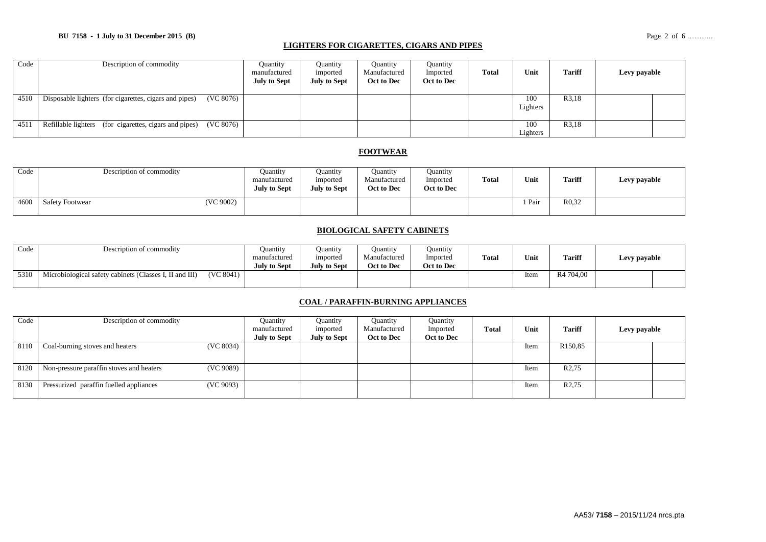## LIGHTERS FOR CIGARETTES, CIGARS AND PIPES

| Code | Description of commodity | Quantity manufactured **July to Sept** | Quantity imported **July to Sept** | Quantity Manufactured **Oct to Dec** | Quantity Imported **Oct to Dec** | **Total** | **Unit** | **Tariff** | **Levy payable** | |
|---|---|---|---|---|---|---|---|---|---|---|
| 4510 | Disposable lighters (for cigarettes, cigars and pipes) (VC 8076) | | | | | | 100 Lighters | R3,18 | | |
| 4511 | Refillable lighters (for cigarettes, cigars and pipes) (VC 8076) | | | | | | 100 Lighters | R3,18 | | |

## FOOTWEAR

| Code | Description of commodity | Quantity manufactured **July to Sept** | Quantity imported **July to Sept** | Quantity Manufactured **Oct to Dec** | Quantity Imported **Oct to Dec** | **Total** | **Unit** | **Tariff** | **Levy payable** |
|---|---|---|---|---|---|---|---|---|---|
| 4600 | Safety Footwear (VC 9002) | | | | | | 1 Pair | R0,32 | |

## BIOLOGICAL SAFETY CABINETS

| Code | Description of commodity | Quantity manufactured **July to Sept** | Quantity imported **July to Sept** | Quantity Manufactured **Oct to Dec** | Quantity Imported **Oct to Dec** | **Total** | **Unit** | **Tariff** | **Levy payable** | |
|---|---|---|---|---|---|---|---|---|---|---|
| 5310 | Microbiological safety cabinets (Classes I, II and III) (VC 8041) | | | | | | Item | R4 704,00 | | |

## COAL / PARAFFIN-BURNING APPLIANCES

| Code | Description of commodity | Quantity manufactured **July to Sept** | Quantity imported **July to Sept** | Quantity Manufactured **Oct to Dec** | Quantity Imported **Oct to Dec** | **Total** | **Unit** | **Tariff** | **Levy payable** | |
|---|---|---|---|---|---|---|---|---|---|---|
| 8110 | Coal-burning stoves and heaters (VC 8034) | | | | | | Item | R150,85 | | |
| 8120 | Non-pressure paraffin stoves and heaters (VC 9089) | | | | | | Item | R2,75 | | |
| 8130 | Pressurized paraffin fuelled appliances (VC 9093) | | | | | | Item | R2,75 | | |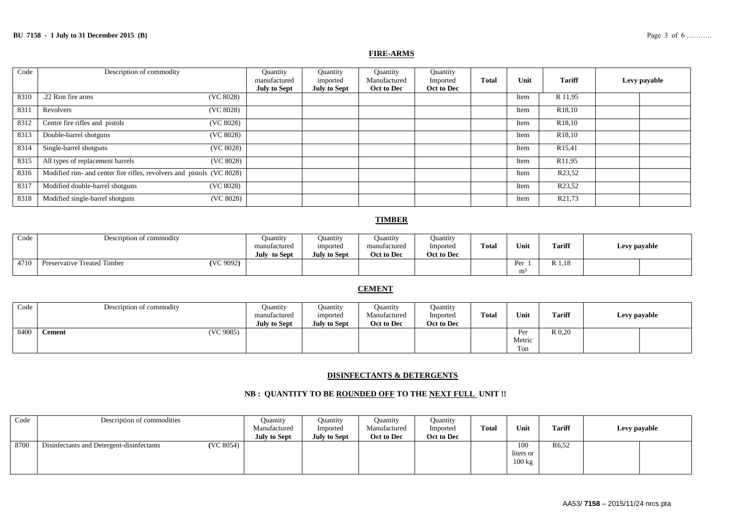## FIRE-ARMS

| Code | Description of commodity | Quantity manufactured July to Sept | Quantity imported July to Sept | Quantity Manufactured Oct to Dec | Quantity Imported Oct to Dec | Total | Unit | Tariff | Levy payable | |
|---|---|---|---|---|---|---|---|---|---|---|
| 8310 | .22 Rim fire arms (VC 8028) | | | | | | Item | R 11,95 | | |
| 8311 | Revolvers (VC 8028) | | | | | | Item | R18,10 | | |
| 8312 | Centre fire rifles and pistols (VC 8028) | | | | | | Item | R18,10 | | |
| 8313 | Double-barrel shotguns (VC 8028) | | | | | | Item | R18,10 | | |
| 8314 | Single-barrel shotguns (VC 8028) | | | | | | Item | R15,41 | | |
| 8315 | All types of replacement barrels (VC 8028) | | | | | | Item | R11,95 | | |
| 8316 | Modified rim- and center fire rifles, revolvers and pistols (VC 8028) | | | | | | Item | R23,52 | | |
| 8317 | Modified double-barrel shotguns (VC 8028) | | | | | | Item | R23,52 | | |
| 8318 | Modified single-barrel shotguns (VC 8028) | | | | | | Item | R21,73 | | |

## TIMBER

| Code | Description of commodity | Quantity manufactured July to Sept | Quantity imported July to Sept | Quantity manufactured Oct to Dec | Quantity Imported Oct to Dec | Total | Unit | Tariff | Levy payable | |
|---|---|---|---|---|---|---|---|---|---|---|
| 4710 | Preservative Treated Timber (VC 9092) | | | | | | Per 1 $m^3$ | R 1,18 | | |

## CEMENT

| Code | Description of commodity | Quantity manufactured July to Sept | Quantity imported July to Sept | Quantity Manufactured Oct to Dec | Quantity Imported Oct to Dec | Total | Unit | Tariff | Levy payable | |
|---|---|---|---|---|---|---|---|---|---|---|
| 8400 | **Cement** (VC 9085) | | | | | | Per Metric Ton | R 0,20 | | |

## DISINFECTANTS & DETERGENTS

**NB : QUANTITY TO BE ROUNDED OFF TO THE NEXT FULL UNIT !!**

| Code | Description of commodities | Quantity Manufactured July to Sept | Quantity Imported July to Sept | Quantity Manufactured Oct to Dec | Quantity Imported Oct to Dec | Total | Unit | Tariff | Levy payable | |
|---|---|---|---|---|---|---|---|---|---|---|
| 8700 | Disinfectants and Detergent-disinfectants (VC 8054) | | | | | | 100 liters or 100 kg | R6,52 | | |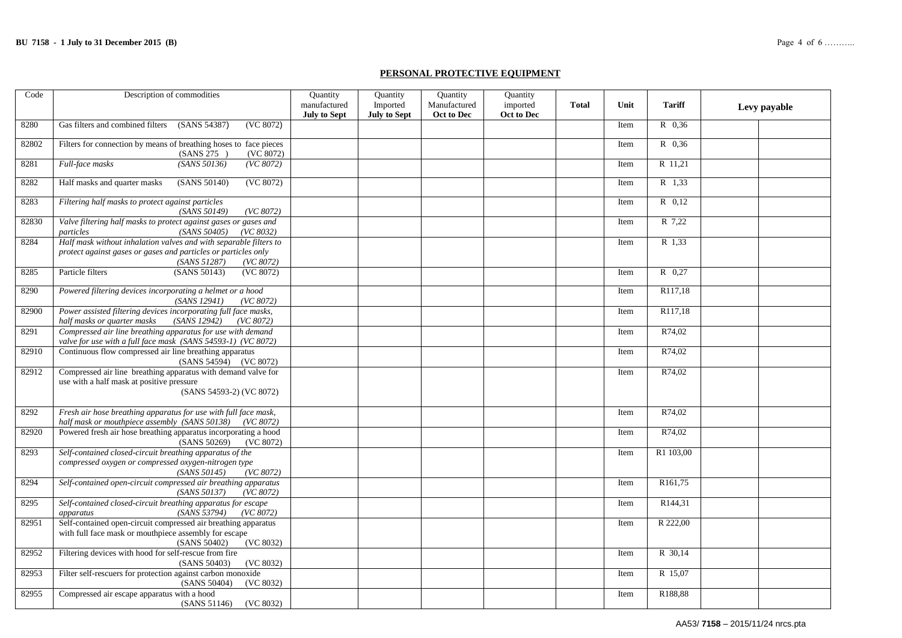## PERSONAL PROTECTIVE EQUIPMENT

| Code | Description of commodities | Quantity manufactured **July to Sept** | Quantity Imported **July to Sept** | Quantity Manufactured **Oct to Dec** | Quantity imported **Oct to Dec** | **Total** | Unit | **Tariff** | **Levy payable** | |
|---|---|---|---|---|---|---|---|---|---|---|
| 8280 | Gas filters and combined filters (SANS 54387) (VC 8072) | | | | | | Item | R 0,36 | | |
| 82802 | Filters for connection by means of breathing hoses to face pieces (SANS 275 ) (VC 8072) | | | | | | Item | R 0,36 | | |
| 8281 | *Full-face masks (SANS 50136) (VC 8072)* | | | | | | Item | R 11,21 | | |
| 8282 | Half masks and quarter masks (SANS 50140) (VC 8072) | | | | | | Item | R 1,33 | | |
| 8283 | *Filtering half masks to protect against particles (SANS 50149) (VC 8072)* | | | | | | Item | R 0,12 | | |
| 82830 | *Valve filtering half masks to protect against gases or gases and particles (SANS 50405) (VC 8032)* | | | | | | Item | R 7,22 | | |
| 8284 | *Half mask without inhalation valves and with separable filters to protect against gases or gases and particles or particles only (SANS 51287) (VC 8072)* | | | | | | Item | R 1,33 | | |
| 8285 | Particle filters (SANS 50143) (VC 8072) | | | | | | Item | R 0,27 | | |
| 8290 | *Powered filtering devices incorporating a helmet or a hood (SANS 12941) (VC 8072)* | | | | | | Item | R117,18 | | |
| 82900 | *Power assisted filtering devices incorporating full face masks, half masks or quarter masks (SANS 12942) (VC 8072)* | | | | | | Item | R117,18 | | |
| 8291 | *Compressed air line breathing apparatus for use with demand valve for use with a full face mask (SANS 54593-1) (VC 8072)* | | | | | | Item | R74,02 | | |
| 82910 | Continuous flow compressed air line breathing apparatus (SANS 54594) (VC 8072) | | | | | | Item | R74,02 | | |
| 82912 | Compressed air line breathing apparatus with demand valve for use with a half mask at positive pressure (SANS 54593-2) (VC 8072) | | | | | | Item | R74,02 | | |
| 8292 | *Fresh air hose breathing apparatus for use with full face mask, half mask or mouthpiece assembly (SANS 50138) (VC 8072)* | | | | | | Item | R74,02 | | |
| 82920 | Powered fresh air hose breathing apparatus incorporating a hood (SANS 50269) (VC 8072) | | | | | | Item | R74,02 | | |
| 8293 | *Self-contained closed-circuit breathing apparatus of the compressed oxygen or compressed oxygen-nitrogen type (SANS 50145) (VC 8072)* | | | | | | Item | R1 103,00 | | |
| 8294 | *Self-contained open-circuit compressed air breathing apparatus (SANS 50137) (VC 8072)* | | | | | | Item | R161,75 | | |
| 8295 | *Self-contained closed-circuit breathing apparatus for escape apparatus (SANS 53794) (VC 8072)* | | | | | | Item | R144,31 | | |
| 82951 | Self-contained open-circuit compressed air breathing apparatus with full face mask or mouthpiece assembly for escape (SANS 50402) (VC 8032) | | | | | | Item | R 222,00 | | |
| 82952 | Filtering devices with hood for self-rescue from fire (SANS 50403) (VC 8032) | | | | | | Item | R 30,14 | | |
| 82953 | Filter self-rescuers for protection against carbon monoxide (SANS 50404) (VC 8032) | | | | | | Item | R 15,07 | | |
| 82955 | Compressed air escape apparatus with a hood (SANS 51146) (VC 8032) | | | | | | Item | R188,88 | | |

AA53/ **7158** – 2015/11/24 nrcs.pta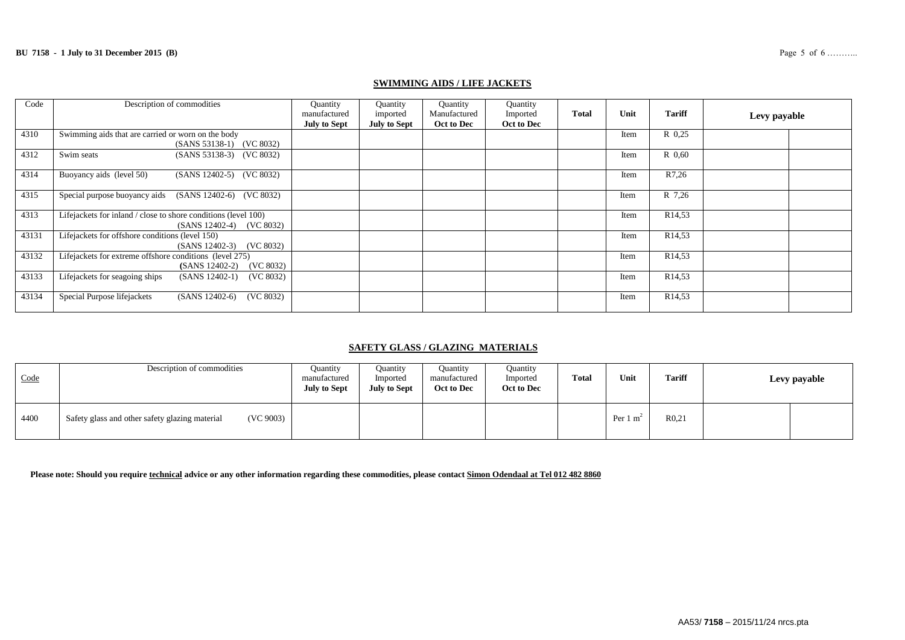## SWIMMING AIDS / LIFE JACKETS

| Code | Description of commodities | Quantity manufactured **July to Sept** | Quantity imported **July to Sept** | Quantity Manufactured **Oct to Dec** | Quantity Imported **Oct to Dec** | **Total** | Unit | **Tariff** | **Levy payable** | |
|---|---|---|---|---|---|---|---|---|---|---|
| 4310 | Swimming aids that are carried or worn on the body (SANS 53138-1) (VC 8032) | | | | | | Item | R 0,25 | | |
| 4312 | Swim seats (SANS 53138-3) (VC 8032) | | | | | | Item | R 0,60 | | |
| 4314 | Buoyancy aids (level 50) (SANS 12402-5) (VC 8032) | | | | | | Item | R7,26 | | |
| 4315 | Special purpose buoyancy aids (SANS 12402-6) (VC 8032) | | | | | | Item | R 7,26 | | |
| 4313 | Lifejackets for inland / close to shore conditions (level 100) (SANS 12402-4) (VC 8032) | | | | | | Item | R14,53 | | |
| 43131 | Lifejackets for offshore conditions (level 150) (SANS 12402-3) (VC 8032) | | | | | | Item | R14,53 | | |
| 43132 | Lifejackets for extreme offshore conditions (level 275) (SANS 12402-2) (VC 8032) | | | | | | Item | R14,53 | | |
| 43133 | Lifejackets for seagoing ships (SANS 12402-1) (VC 8032) | | | | | | Item | R14,53 | | |
| 43134 | Special Purpose lifejackets (SANS 12402-6) (VC 8032) | | | | | | Item | R14,53 | | |

## SAFETY GLASS / GLAZING MATERIALS

| Code | Description of commodities | Quantity manufactured **July to Sept** | Quantity Imported **July to Sept** | Quantity manufactured **Oct to Dec** | Quantity Imported **Oct to Dec** | **Total** | Unit | **Tariff** | **Levy payable** | |
|---|---|---|---|---|---|---|---|---|---|---|
| 4400 | Safety glass and other safety glazing material (VC 9003) | | | | | | Per 1 $m^2$ | R0,21 | | |

**Please note: Should you require technical advice or any other information regarding these commodities, please contact Simon Odendaal at Tel 012 482 8860**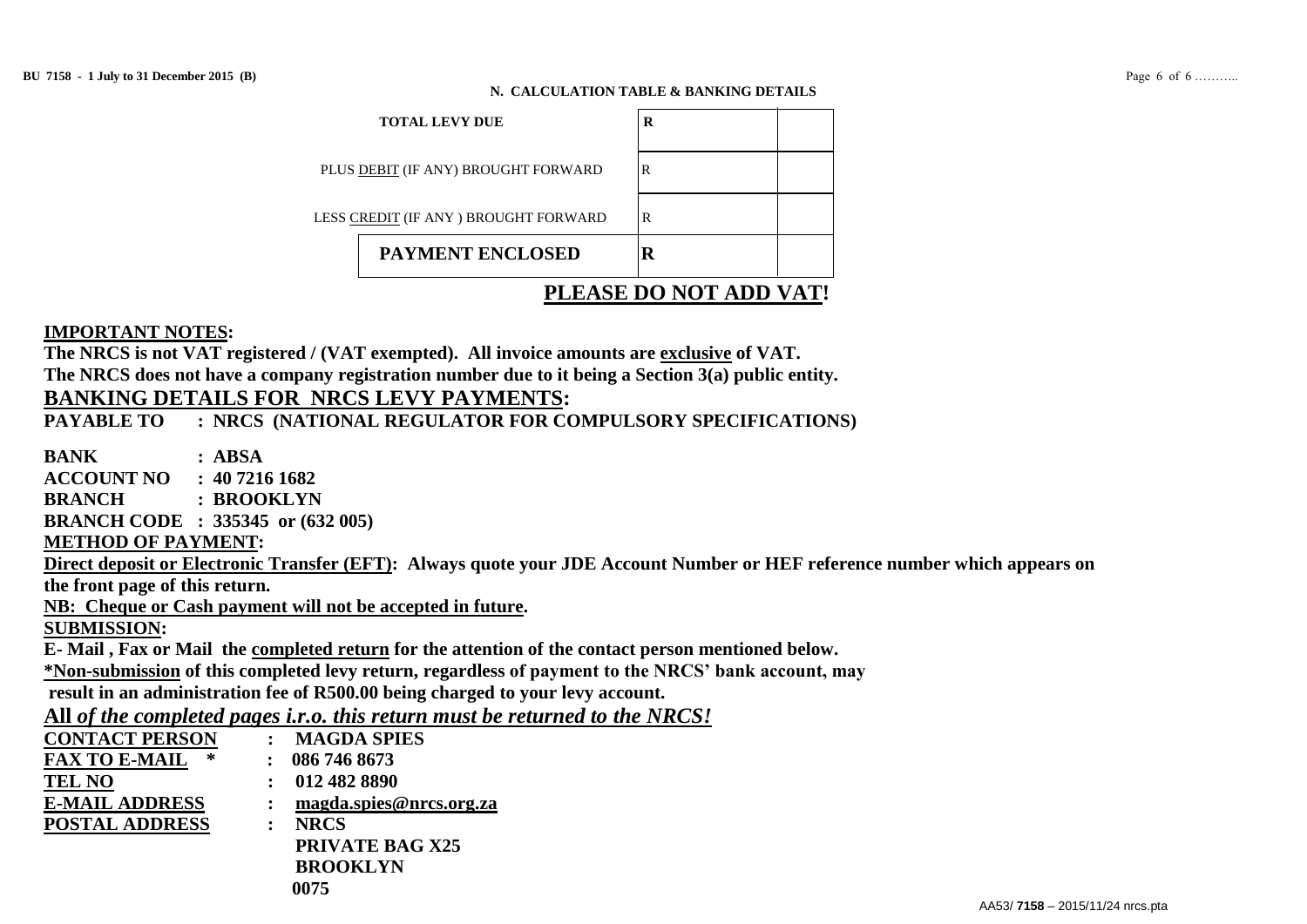## N. CALCULATION TABLE & BANKING DETAILS

| | | |
|---|---|---|
| **TOTAL LEVY DUE** | **R** | |
| PLUS DEBIT (IF ANY) BROUGHT FORWARD | R | |
| LESS CREDIT (IF ANY ) BROUGHT FORWARD | R | |
| **PAYMENT ENCLOSED** | **R** | |

**PLEASE DO NOT ADD VAT!**

**IMPORTANT NOTES:**

**The NRCS is not VAT registered / (VAT exempted). All invoice amounts are exclusive of VAT.**

**The NRCS does not have a company registration number due to it being a Section 3(a) public entity.**

## BANKING DETAILS FOR NRCS LEVY PAYMENTS:

**PAYABLE TO : NRCS (NATIONAL REGULATOR FOR COMPULSORY SPECIFICATIONS)**

**BANK : ABSA**
**ACCOUNT NO : 40 7216 1682**
**BRANCH : BROOKLYN**
**BRANCH CODE : 335345 or (632 005)**

**METHOD OF PAYMENT:**

**Direct deposit or Electronic Transfer (EFT): Always quote your JDE Account Number or HEF reference number which appears on the front page of this return.**

**NB: Cheque or Cash payment will not be accepted in future.**

**SUBMISSION:**

**E- Mail , Fax or Mail the completed return for the attention of the contact person mentioned below.**

***Non-submission of this completed levy return, regardless of payment to the NRCS' bank account, may result in an administration fee of R500.00 being charged to your levy account.**

***All of the completed pages i.r.o. this return must be returned to the NRCS!***

**CONTACT PERSON : MAGDA SPIES**
**FAX TO E-MAIL * : 086 746 8673**
**TEL NO : 012 482 8890**
**E-MAIL ADDRESS : magda.spies@nrcs.org.za**
**POSTAL ADDRESS : NRCS**
**PRIVATE BAG X25**
**BROOKLYN**
**0075**

AA53/ **7158** – 2015/11/24 nrcs.pta